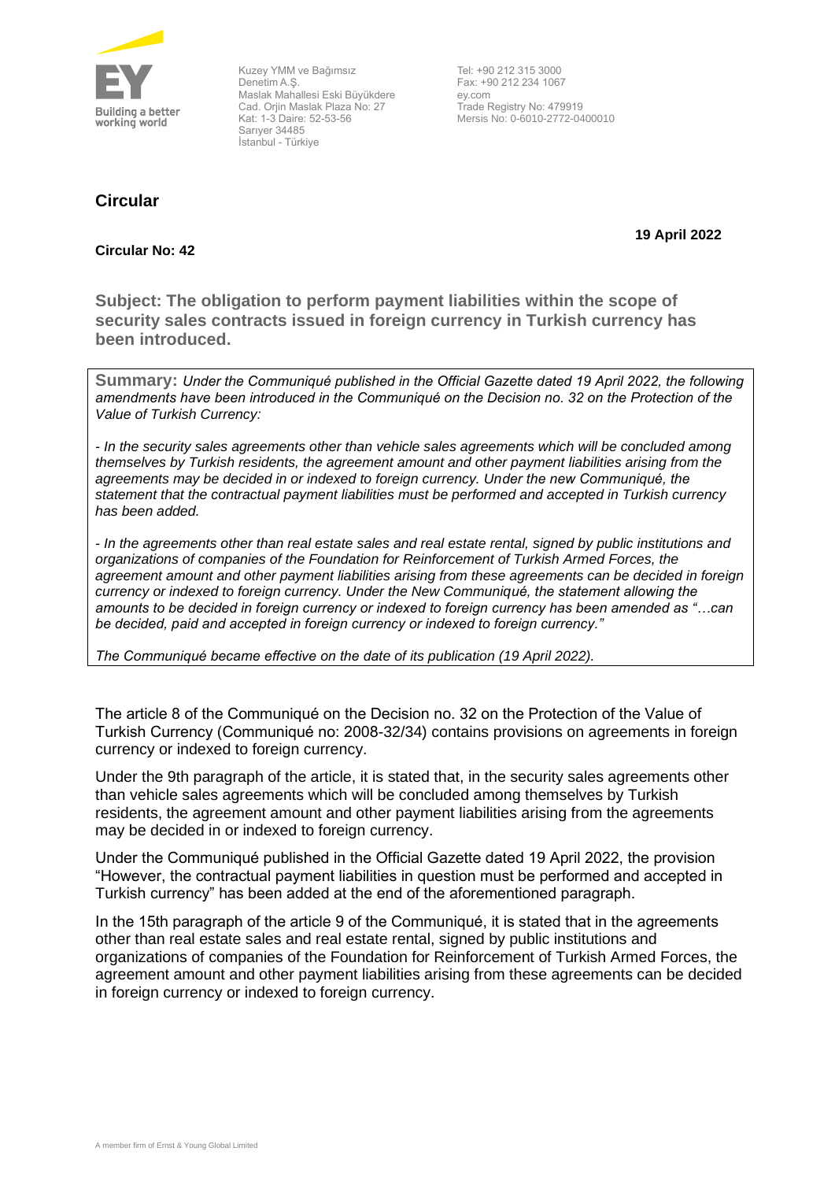Building a better working world

Kuzey YMM ve Bağımsız Denetim A.Ş.
Maslak Mahallesi Eski Büyükdere Cad. Orjin Maslak Plaza No: 27
Kat: 1-3 Daire: 52-53-56
Sarıyer 34485
İstanbul - Türkiye

Tel: +90 212 315 3000
Fax: +90 212 234 1067
ey.com
Trade Registry No: 479919
Mersis No: 0-6010-2772-0400010

# Circular

**19 April 2022**

**Circular No: 42**

## Subject: The obligation to perform payment liabilities within the scope of security sales contracts issued in foreign currency in Turkish currency has been introduced.

**Summary:** *Under the Communiqué published in the Official Gazette dated 19 April 2022, the following amendments have been introduced in the Communiqué on the Decision no. 32 on the Protection of the Value of Turkish Currency:*

*- In the security sales agreements other than vehicle sales agreements which will be concluded among themselves by Turkish residents, the agreement amount and other payment liabilities arising from the agreements may be decided in or indexed to foreign currency. Under the new Communiqué, the statement that the contractual payment liabilities must be performed and accepted in Turkish currency has been added.*

*- In the agreements other than real estate sales and real estate rental, signed by public institutions and organizations of companies of the Foundation for Reinforcement of Turkish Armed Forces, the agreement amount and other payment liabilities arising from these agreements can be decided in foreign currency or indexed to foreign currency. Under the New Communiqué, the statement allowing the amounts to be decided in foreign currency or indexed to foreign currency has been amended as "…can be decided, paid and accepted in foreign currency or indexed to foreign currency."*

*The Communiqué became effective on the date of its publication (19 April 2022).*

The article 8 of the Communiqué on the Decision no. 32 on the Protection of the Value of Turkish Currency (Communiqué no: 2008-32/34) contains provisions on agreements in foreign currency or indexed to foreign currency.

Under the 9th paragraph of the article, it is stated that, in the security sales agreements other than vehicle sales agreements which will be concluded among themselves by Turkish residents, the agreement amount and other payment liabilities arising from the agreements may be decided in or indexed to foreign currency.

Under the Communiqué published in the Official Gazette dated 19 April 2022, the provision "However, the contractual payment liabilities in question must be performed and accepted in Turkish currency" has been added at the end of the aforementioned paragraph.

In the 15th paragraph of the article 9 of the Communiqué, it is stated that in the agreements other than real estate sales and real estate rental, signed by public institutions and organizations of companies of the Foundation for Reinforcement of Turkish Armed Forces, the agreement amount and other payment liabilities arising from these agreements can be decided in foreign currency or indexed to foreign currency.

A member firm of Ernst & Young Global Limited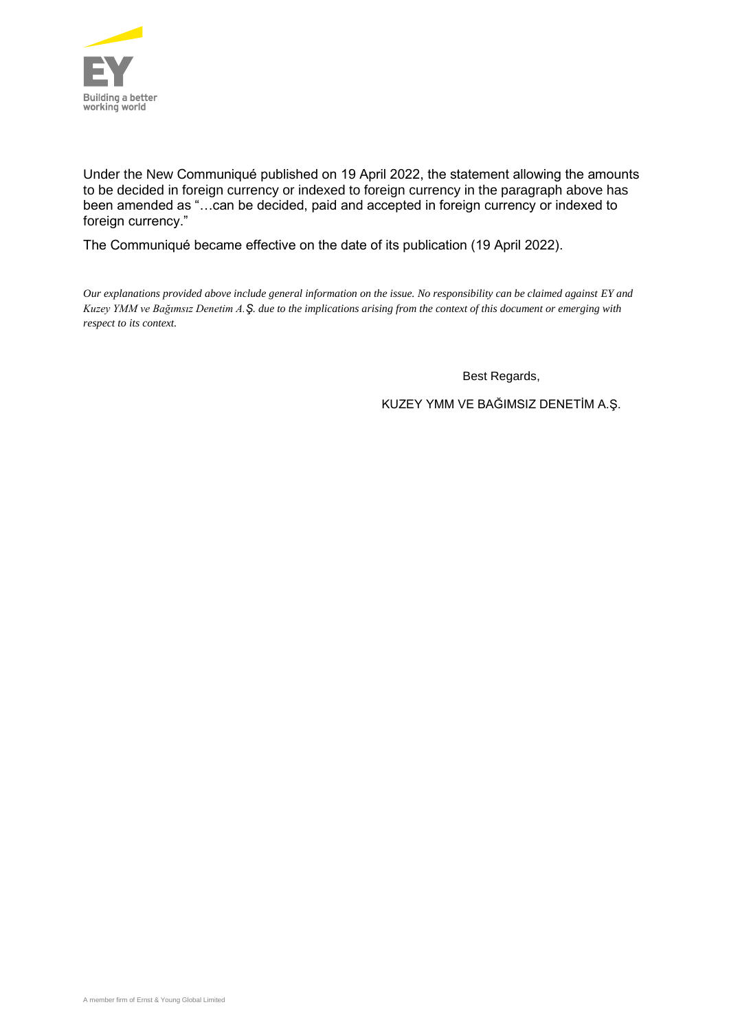Under the New Communiqué published on 19 April 2022, the statement allowing the amounts to be decided in foreign currency or indexed to foreign currency in the paragraph above has been amended as "…can be decided, paid and accepted in foreign currency or indexed to foreign currency."

The Communiqué became effective on the date of its publication (19 April 2022).

*Our explanations provided above include general information on the issue. No responsibility can be claimed against EY and Kuzey YMM ve Bağımsız Denetim A.Ş. due to the implications arising from the context of this document or emerging with respect to its context.*

Best Regards,

KUZEY YMM VE BAĞIMSIZ DENETİM A.Ş.